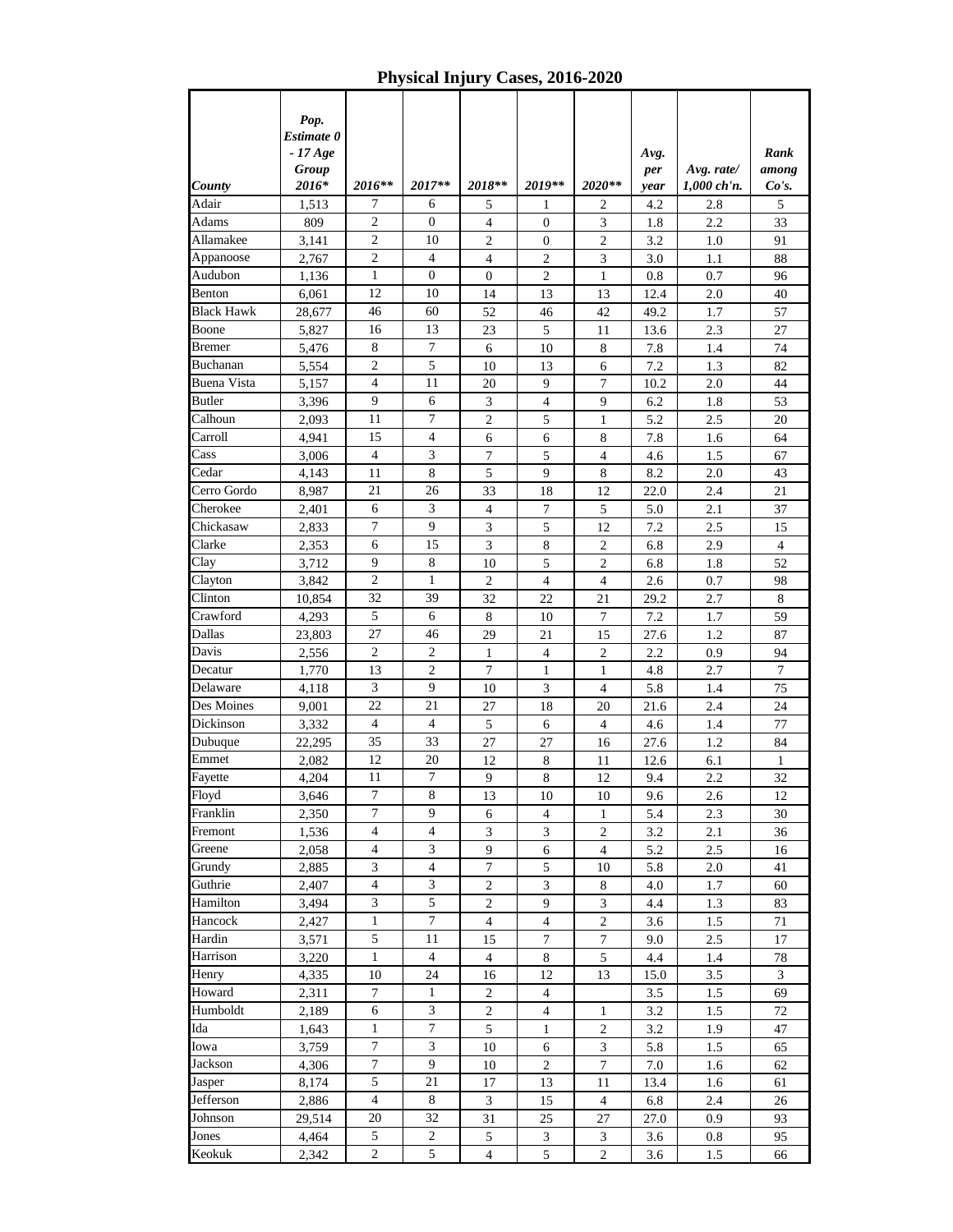# Physical Injury Cases, 2016-2020

| *County* | *Pop. Estimate 0 - 17 Age Group 2016** | *2016*** | *2017*** | *2018*** | *2019*** | *2020*** | *Avg. per year* | *Avg. rate/ 1,000 ch'n.* | *Rank among Co's.* |
|---|---|---|---|---|---|---|---|---|---|
| Adair | 1,513 | 7 | 6 | 5 | 1 | 2 | 4.2 | 2.8 | 5 |
| Adams | 809 | 2 | 0 | 4 | 0 | 3 | 1.8 | 2.2 | 33 |
| Allamakee | 3,141 | 2 | 10 | 2 | 0 | 2 | 3.2 | 1.0 | 91 |
| Appanoose | 2,767 | 2 | 4 | 4 | 2 | 3 | 3.0 | 1.1 | 88 |
| Audubon | 1,136 | 1 | 0 | 0 | 2 | 1 | 0.8 | 0.7 | 96 |
| Benton | 6,061 | 12 | 10 | 14 | 13 | 13 | 12.4 | 2.0 | 40 |
| Black Hawk | 28,677 | 46 | 60 | 52 | 46 | 42 | 49.2 | 1.7 | 57 |
| Boone | 5,827 | 16 | 13 | 23 | 5 | 11 | 13.6 | 2.3 | 27 |
| Bremer | 5,476 | 8 | 7 | 6 | 10 | 8 | 7.8 | 1.4 | 74 |
| Buchanan | 5,554 | 2 | 5 | 10 | 13 | 6 | 7.2 | 1.3 | 82 |
| Buena Vista | 5,157 | 4 | 11 | 20 | 9 | 7 | 10.2 | 2.0 | 44 |
| Butler | 3,396 | 9 | 6 | 3 | 4 | 9 | 6.2 | 1.8 | 53 |
| Calhoun | 2,093 | 11 | 7 | 2 | 5 | 1 | 5.2 | 2.5 | 20 |
| Carroll | 4,941 | 15 | 4 | 6 | 6 | 8 | 7.8 | 1.6 | 64 |
| Cass | 3,006 | 4 | 3 | 7 | 5 | 4 | 4.6 | 1.5 | 67 |
| Cedar | 4,143 | 11 | 8 | 5 | 9 | 8 | 8.2 | 2.0 | 43 |
| Cerro Gordo | 8,987 | 21 | 26 | 33 | 18 | 12 | 22.0 | 2.4 | 21 |
| Cherokee | 2,401 | 6 | 3 | 4 | 7 | 5 | 5.0 | 2.1 | 37 |
| Chickasaw | 2,833 | 7 | 9 | 3 | 5 | 12 | 7.2 | 2.5 | 15 |
| Clarke | 2,353 | 6 | 15 | 3 | 8 | 2 | 6.8 | 2.9 | 4 |
| Clay | 3,712 | 9 | 8 | 10 | 5 | 2 | 6.8 | 1.8 | 52 |
| Clayton | 3,842 | 2 | 1 | 2 | 4 | 4 | 2.6 | 0.7 | 98 |
| Clinton | 10,854 | 32 | 39 | 32 | 22 | 21 | 29.2 | 2.7 | 8 |
| Crawford | 4,293 | 5 | 6 | 8 | 10 | 7 | 7.2 | 1.7 | 59 |
| Dallas | 23,803 | 27 | 46 | 29 | 21 | 15 | 27.6 | 1.2 | 87 |
| Davis | 2,556 | 2 | 2 | 1 | 4 | 2 | 2.2 | 0.9 | 94 |
| Decatur | 1,770 | 13 | 2 | 7 | 1 | 1 | 4.8 | 2.7 | 7 |
| Delaware | 4,118 | 3 | 9 | 10 | 3 | 4 | 5.8 | 1.4 | 75 |
| Des Moines | 9,001 | 22 | 21 | 27 | 18 | 20 | 21.6 | 2.4 | 24 |
| Dickinson | 3,332 | 4 | 4 | 5 | 6 | 4 | 4.6 | 1.4 | 77 |
| Dubuque | 22,295 | 35 | 33 | 27 | 27 | 16 | 27.6 | 1.2 | 84 |
| Emmet | 2,082 | 12 | 20 | 12 | 8 | 11 | 12.6 | 6.1 | 1 |
| Fayette | 4,204 | 11 | 7 | 9 | 8 | 12 | 9.4 | 2.2 | 32 |
| Floyd | 3,646 | 7 | 8 | 13 | 10 | 10 | 9.6 | 2.6 | 12 |
| Franklin | 2,350 | 7 | 9 | 6 | 4 | 1 | 5.4 | 2.3 | 30 |
| Fremont | 1,536 | 4 | 4 | 3 | 3 | 2 | 3.2 | 2.1 | 36 |
| Greene | 2,058 | 4 | 3 | 9 | 6 | 4 | 5.2 | 2.5 | 16 |
| Grundy | 2,885 | 3 | 4 | 7 | 5 | 10 | 5.8 | 2.0 | 41 |
| Guthrie | 2,407 | 4 | 3 | 2 | 3 | 8 | 4.0 | 1.7 | 60 |
| Hamilton | 3,494 | 3 | 5 | 2 | 9 | 3 | 4.4 | 1.3 | 83 |
| Hancock | 2,427 | 1 | 7 | 4 | 4 | 2 | 3.6 | 1.5 | 71 |
| Hardin | 3,571 | 5 | 11 | 15 | 7 | 7 | 9.0 | 2.5 | 17 |
| Harrison | 3,220 | 1 | 4 | 4 | 8 | 5 | 4.4 | 1.4 | 78 |
| Henry | 4,335 | 10 | 24 | 16 | 12 | 13 | 15.0 | 3.5 | 3 |
| Howard | 2,311 | 7 | 1 | 2 | 4 | | 3.5 | 1.5 | 69 |
| Humboldt | 2,189 | 6 | 3 | 2 | 4 | 1 | 3.2 | 1.5 | 72 |
| Ida | 1,643 | 1 | 7 | 5 | 1 | 2 | 3.2 | 1.9 | 47 |
| Iowa | 3,759 | 7 | 3 | 10 | 6 | 3 | 5.8 | 1.5 | 65 |
| Jackson | 4,306 | 7 | 9 | 10 | 2 | 7 | 7.0 | 1.6 | 62 |
| Jasper | 8,174 | 5 | 21 | 17 | 13 | 11 | 13.4 | 1.6 | 61 |
| Jefferson | 2,886 | 4 | 8 | 3 | 15 | 4 | 6.8 | 2.4 | 26 |
| Johnson | 29,514 | 20 | 32 | 31 | 25 | 27 | 27.0 | 0.9 | 93 |
| Jones | 4,464 | 5 | 2 | 5 | 3 | 3 | 3.6 | 0.8 | 95 |
| Keokuk | 2,342 | 2 | 5 | 4 | 5 | 2 | 3.6 | 1.5 | 66 |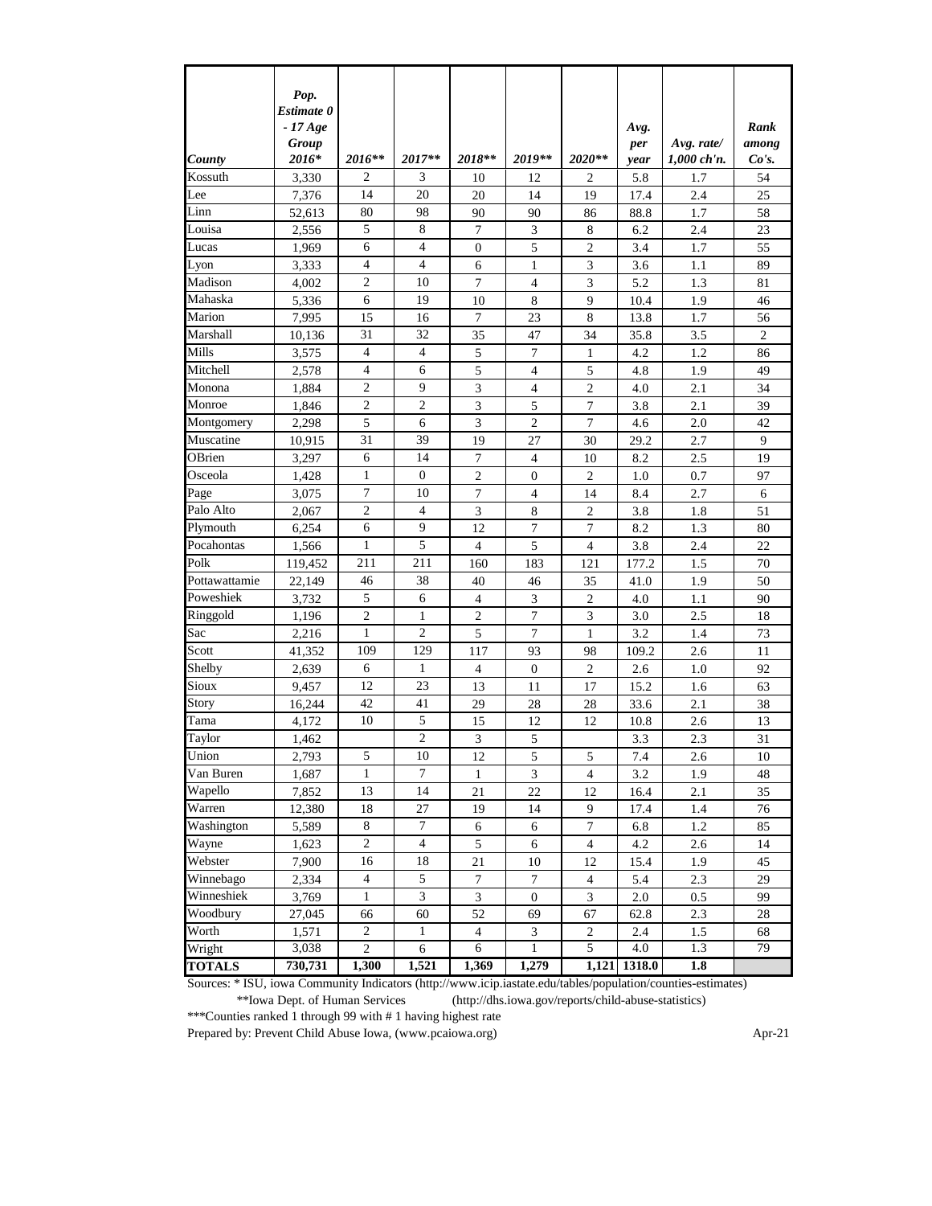| County | Pop. Estimate 0 - 17 Age Group 2016* | 2016** | 2017** | 2018** | 2019** | 2020** | Avg. per year | Avg. rate/ 1,000 ch'n. | Rank among Co's. |
|---|---|---|---|---|---|---|---|---|---|
| Kossuth | 3,330 | 2 | 3 | 10 | 12 | 2 | 5.8 | 1.7 | 54 |
| Lee | 7,376 | 14 | 20 | 20 | 14 | 19 | 17.4 | 2.4 | 25 |
| Linn | 52,613 | 80 | 98 | 90 | 90 | 86 | 88.8 | 1.7 | 58 |
| Louisa | 2,556 | 5 | 8 | 7 | 3 | 8 | 6.2 | 2.4 | 23 |
| Lucas | 1,969 | 6 | 4 | 0 | 5 | 2 | 3.4 | 1.7 | 55 |
| Lyon | 3,333 | 4 | 4 | 6 | 1 | 3 | 3.6 | 1.1 | 89 |
| Madison | 4,002 | 2 | 10 | 7 | 4 | 3 | 5.2 | 1.3 | 81 |
| Mahaska | 5,336 | 6 | 19 | 10 | 8 | 9 | 10.4 | 1.9 | 46 |
| Marion | 7,995 | 15 | 16 | 7 | 23 | 8 | 13.8 | 1.7 | 56 |
| Marshall | 10,136 | 31 | 32 | 35 | 47 | 34 | 35.8 | 3.5 | 2 |
| Mills | 3,575 | 4 | 4 | 5 | 7 | 1 | 4.2 | 1.2 | 86 |
| Mitchell | 2,578 | 4 | 6 | 5 | 4 | 5 | 4.8 | 1.9 | 49 |
| Monona | 1,884 | 2 | 9 | 3 | 4 | 2 | 4.0 | 2.1 | 34 |
| Monroe | 1,846 | 2 | 2 | 3 | 5 | 7 | 3.8 | 2.1 | 39 |
| Montgomery | 2,298 | 5 | 6 | 3 | 2 | 7 | 4.6 | 2.0 | 42 |
| Muscatine | 10,915 | 31 | 39 | 19 | 27 | 30 | 29.2 | 2.7 | 9 |
| OBrien | 3,297 | 6 | 14 | 7 | 4 | 10 | 8.2 | 2.5 | 19 |
| Osceola | 1,428 | 1 | 0 | 2 | 0 | 2 | 1.0 | 0.7 | 97 |
| Page | 3,075 | 7 | 10 | 7 | 4 | 14 | 8.4 | 2.7 | 6 |
| Palo Alto | 2,067 | 2 | 4 | 3 | 8 | 2 | 3.8 | 1.8 | 51 |
| Plymouth | 6,254 | 6 | 9 | 12 | 7 | 7 | 8.2 | 1.3 | 80 |
| Pocahontas | 1,566 | 1 | 5 | 4 | 5 | 4 | 3.8 | 2.4 | 22 |
| Polk | 119,452 | 211 | 211 | 160 | 183 | 121 | 177.2 | 1.5 | 70 |
| Pottawattamie | 22,149 | 46 | 38 | 40 | 46 | 35 | 41.0 | 1.9 | 50 |
| Poweshiek | 3,732 | 5 | 6 | 4 | 3 | 2 | 4.0 | 1.1 | 90 |
| Ringgold | 1,196 | 2 | 1 | 2 | 7 | 3 | 3.0 | 2.5 | 18 |
| Sac | 2,216 | 1 | 2 | 5 | 7 | 1 | 3.2 | 1.4 | 73 |
| Scott | 41,352 | 109 | 129 | 117 | 93 | 98 | 109.2 | 2.6 | 11 |
| Shelby | 2,639 | 6 | 1 | 4 | 0 | 2 | 2.6 | 1.0 | 92 |
| Sioux | 9,457 | 12 | 23 | 13 | 11 | 17 | 15.2 | 1.6 | 63 |
| Story | 16,244 | 42 | 41 | 29 | 28 | 28 | 33.6 | 2.1 | 38 |
| Tama | 4,172 | 10 | 5 | 15 | 12 | 12 | 10.8 | 2.6 | 13 |
| Taylor | 1,462 | | 2 | 3 | 5 | | 3.3 | 2.3 | 31 |
| Union | 2,793 | 5 | 10 | 12 | 5 | 5 | 7.4 | 2.6 | 10 |
| Van Buren | 1,687 | 1 | 7 | 1 | 3 | 4 | 3.2 | 1.9 | 48 |
| Wapello | 7,852 | 13 | 14 | 21 | 22 | 12 | 16.4 | 2.1 | 35 |
| Warren | 12,380 | 18 | 27 | 19 | 14 | 9 | 17.4 | 1.4 | 76 |
| Washington | 5,589 | 8 | 7 | 6 | 6 | 7 | 6.8 | 1.2 | 85 |
| Wayne | 1,623 | 2 | 4 | 5 | 6 | 4 | 4.2 | 2.6 | 14 |
| Webster | 7,900 | 16 | 18 | 21 | 10 | 12 | 15.4 | 1.9 | 45 |
| Winnebago | 2,334 | 4 | 5 | 7 | 7 | 4 | 5.4 | 2.3 | 29 |
| Winneshiek | 3,769 | 1 | 3 | 3 | 0 | 3 | 2.0 | 0.5 | 99 |
| Woodbury | 27,045 | 66 | 60 | 52 | 69 | 67 | 62.8 | 2.3 | 28 |
| Worth | 1,571 | 2 | 1 | 4 | 3 | 2 | 2.4 | 1.5 | 68 |
| Wright | 3,038 | 2 | 6 | 6 | 1 | 5 | 4.0 | 1.3 | 79 |
| **TOTALS** | **730,731** | **1,300** | **1,521** | **1,369** | **1,279** | **1,121** | **1318.0** | **1.8** | |

Sources: * ISU, iowa Community Indicators (http://www.icip.iastate.edu/tables/population/counties-estimates)
**Iowa Dept. of Human Services (http://dhs.iowa.gov/reports/child-abuse-statistics)
***Counties ranked 1 through 99 with # 1 having highest rate
Prepared by: Prevent Child Abuse Iowa, (www.pcaiowa.org) Apr-21